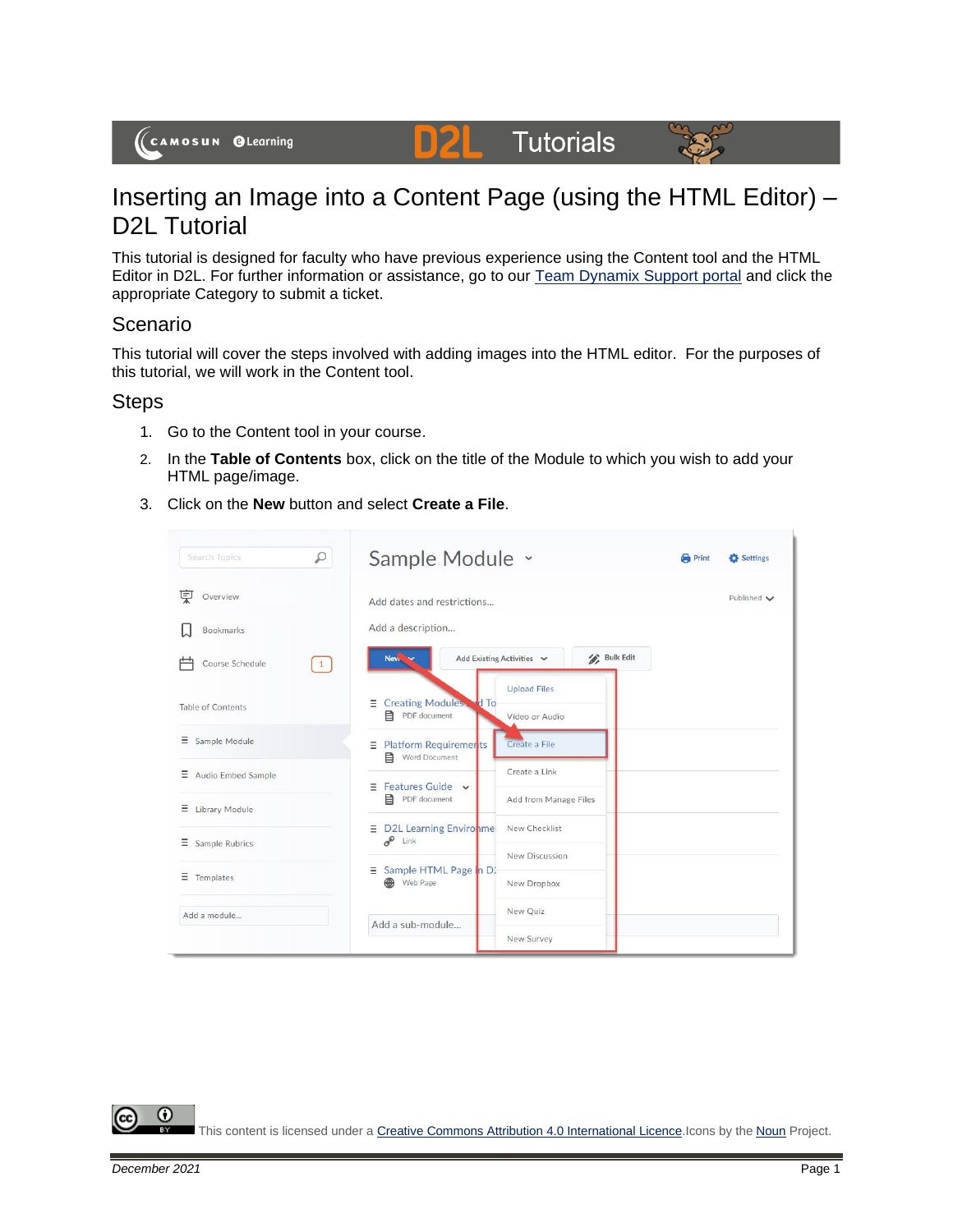# Inserting an Image into a Content Page (using the HTML Editor) – D2L Tutorial

This tutorial is designed for faculty who have previous experience using the Content tool and the HTML Editor in D2L. For further information or assistance, go to our [Team Dynamix Support portal]() and click the appropriate Category to submit a ticket.

## Scenario

This tutorial will cover the steps involved with adding images into the HTML editor. For the purposes of this tutorial, we will work in the Content tool.

## Steps

1. Go to the Content tool in your course.
2. In the **Table of Contents** box, click on the title of the Module to which you wish to add your HTML page/image.
3. Click on the **New** button and select **Create a File**.

This content is licensed under a [Creative Commons Attribution 4.0 International Licence](). Icons by the [Noun]() Project.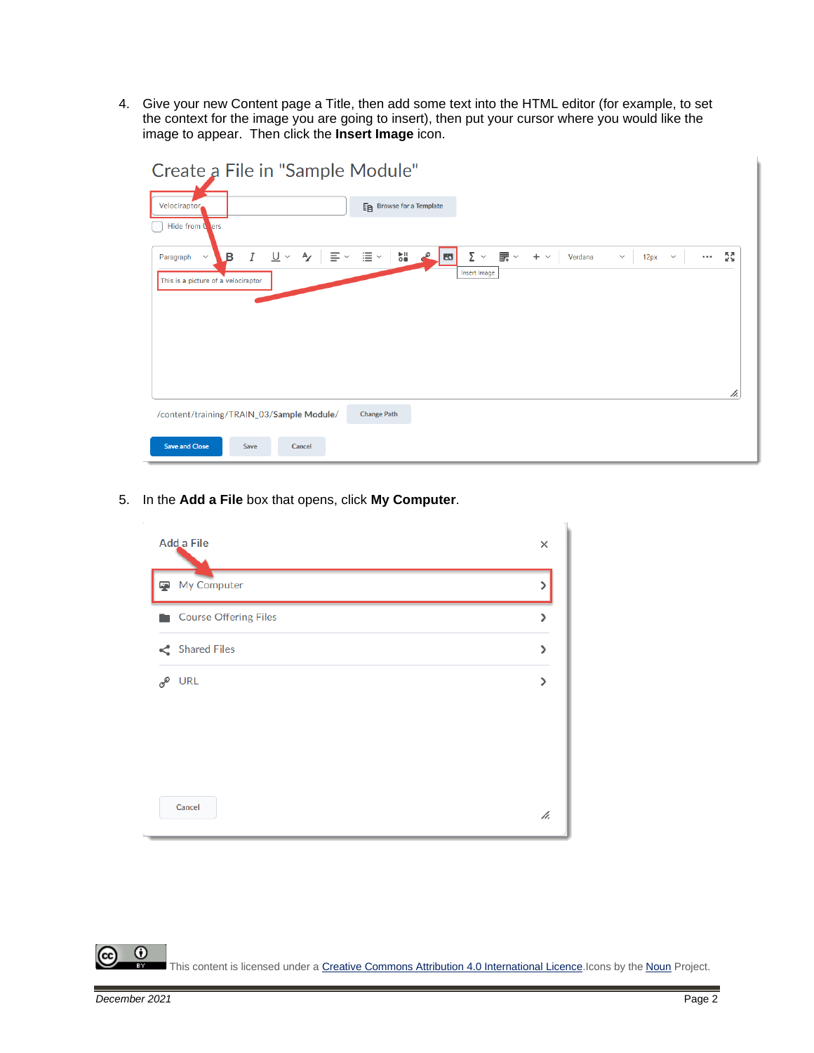4. Give your new Content page a Title, then add some text into the HTML editor (for example, to set the context for the image you are going to insert), then put your cursor where you would like the image to appear. Then click the **Insert Image** icon.

5. In the **Add a File** box that opens, click **My Computer**.

This content is licensed under a Creative Commons Attribution 4.0 International Licence. Icons by the Noun Project.

*December 2021*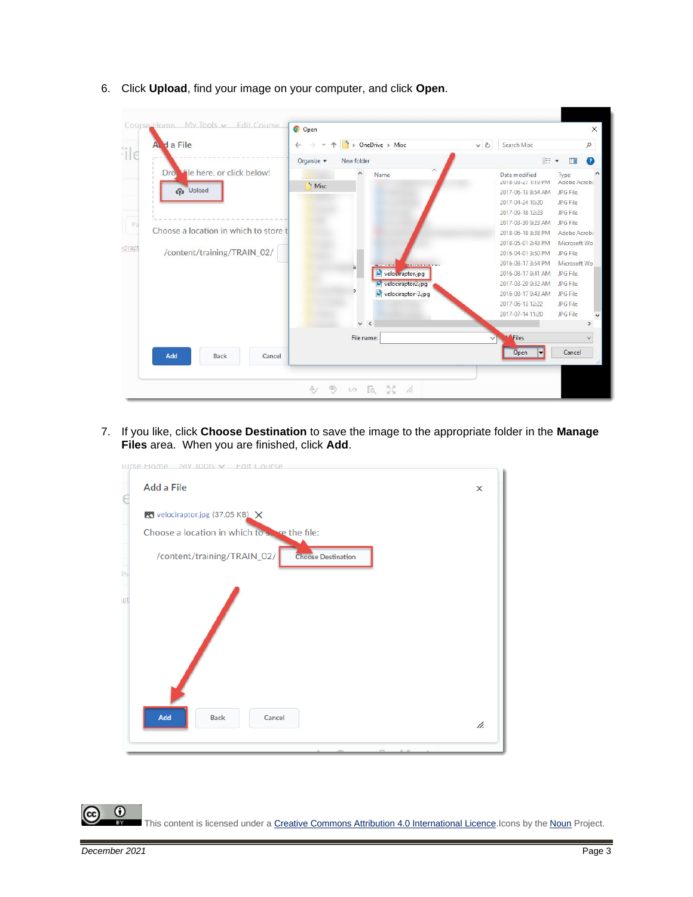6. Click **Upload**, find your image on your computer, and click **Open**.

7. If you like, click **Choose Destination** to save the image to the appropriate folder in the **Manage Files** area. When you are finished, click **Add**.

This content is licensed under a Creative Commons Attribution 4.0 International Licence. Icons by the Noun Project.

December 2021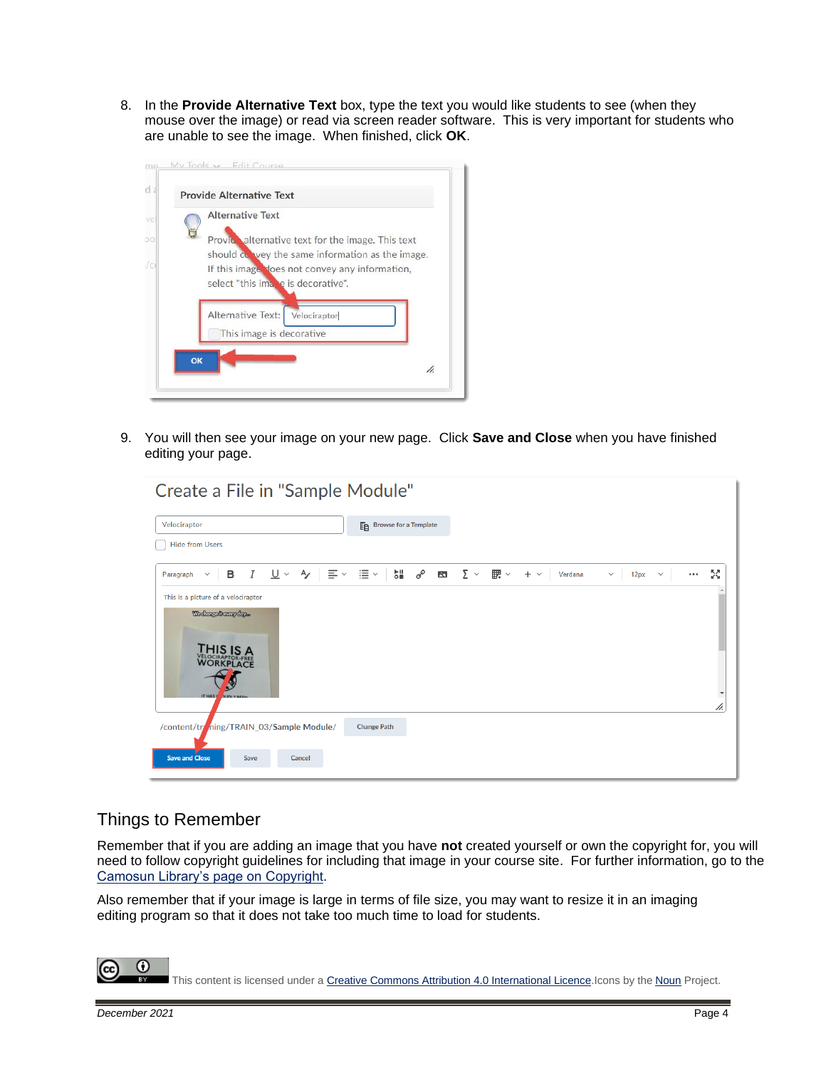8. In the **Provide Alternative Text** box, type the text you would like students to see (when they mouse over the image) or read via screen reader software. This is very important for students who are unable to see the image. When finished, click **OK**.

9. You will then see your image on your new page. Click **Save and Close** when you have finished editing your page.

## Things to Remember

Remember that if you are adding an image that you have **not** created yourself or own the copyright for, you will need to follow copyright guidelines for including that image in your course site. For further information, go to the [Camosun Library's page on Copyright](#).

Also remember that if your image is large in terms of file size, you may want to resize it in an imaging editing program so that it does not take too much time to load for students.

This content is licensed under a [Creative Commons Attribution 4.0 International Licence](#). Icons by the [Noun](#) Project.

*December 2021*